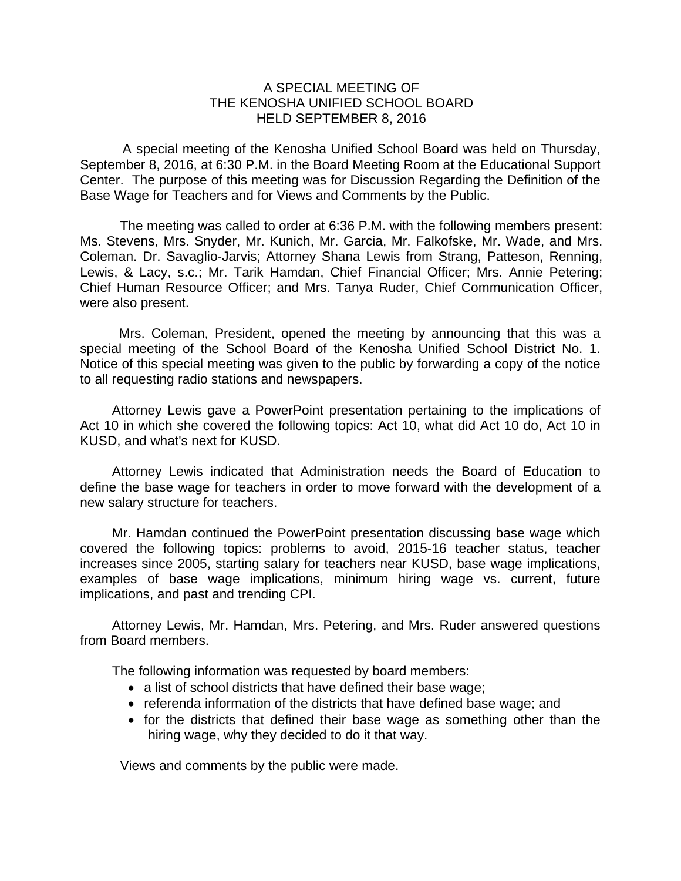# A SPECIAL MEETING OF THE KENOSHA UNIFIED SCHOOL BOARD HELD SEPTEMBER 8, 2016

A special meeting of the Kenosha Unified School Board was held on Thursday, September 8, 2016, at 6:30 P.M. in the Board Meeting Room at the Educational Support Center. The purpose of this meeting was for Discussion Regarding the Definition of the Base Wage for Teachers and for Views and Comments by the Public.

The meeting was called to order at 6:36 P.M. with the following members present: Ms. Stevens, Mrs. Snyder, Mr. Kunich, Mr. Garcia, Mr. Falkofske, Mr. Wade, and Mrs. Coleman. Dr. Savaglio-Jarvis; Attorney Shana Lewis from Strang, Patteson, Renning, Lewis, & Lacy, s.c.; Mr. Tarik Hamdan, Chief Financial Officer; Mrs. Annie Petering; Chief Human Resource Officer; and Mrs. Tanya Ruder, Chief Communication Officer, were also present.

Mrs. Coleman, President, opened the meeting by announcing that this was a special meeting of the School Board of the Kenosha Unified School District No. 1. Notice of this special meeting was given to the public by forwarding a copy of the notice to all requesting radio stations and newspapers.

Attorney Lewis gave a PowerPoint presentation pertaining to the implications of Act 10 in which she covered the following topics: Act 10, what did Act 10 do, Act 10 in KUSD, and what's next for KUSD.

Attorney Lewis indicated that Administration needs the Board of Education to define the base wage for teachers in order to move forward with the development of a new salary structure for teachers.

Mr. Hamdan continued the PowerPoint presentation discussing base wage which covered the following topics: problems to avoid, 2015-16 teacher status, teacher increases since 2005, starting salary for teachers near KUSD, base wage implications, examples of base wage implications, minimum hiring wage vs. current, future implications, and past and trending CPI.

Attorney Lewis, Mr. Hamdan, Mrs. Petering, and Mrs. Ruder answered questions from Board members.

The following information was requested by board members:

- a list of school districts that have defined their base wage;
- referenda information of the districts that have defined base wage; and
- for the districts that defined their base wage as something other than the hiring wage, why they decided to do it that way.

Views and comments by the public were made.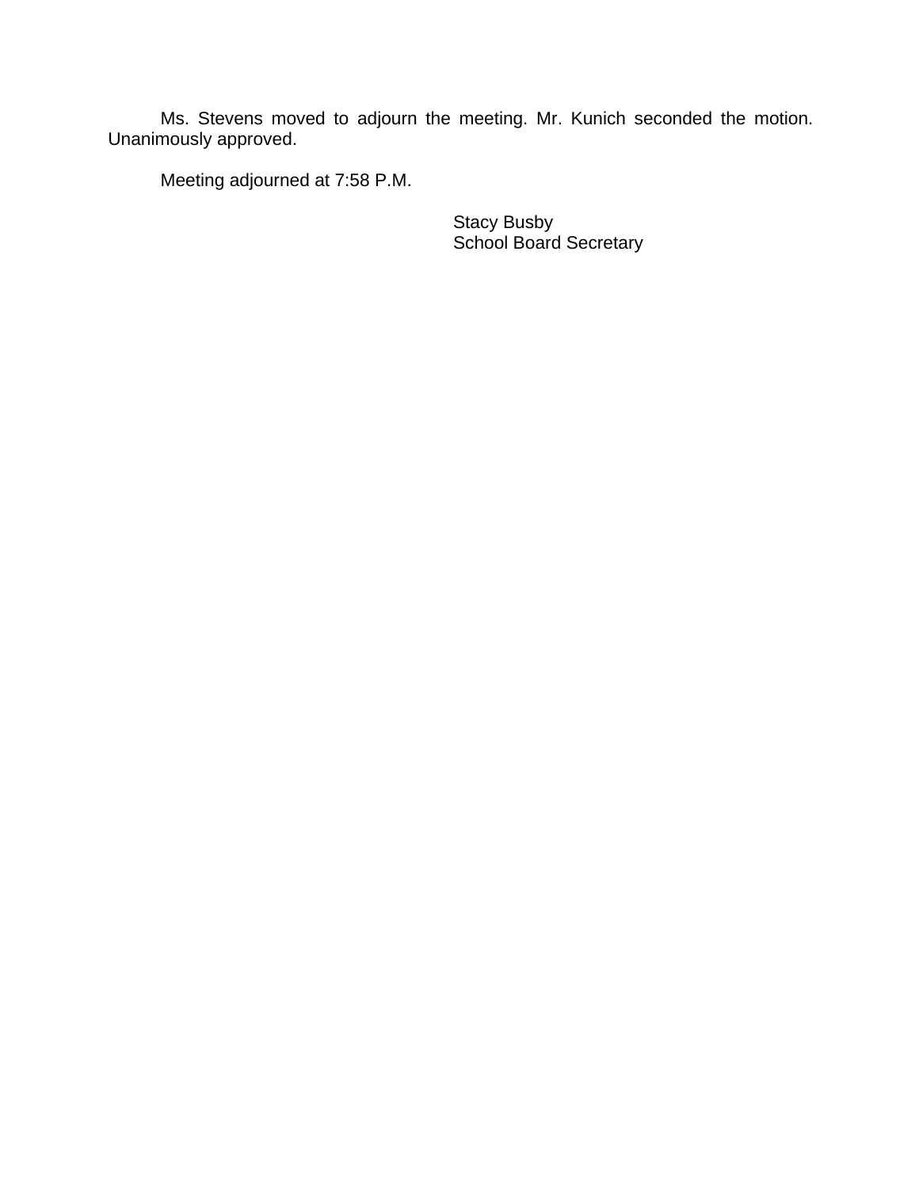Ms. Stevens moved to adjourn the meeting. Mr. Kunich seconded the motion. Unanimously approved.

Meeting adjourned at 7:58 P.M.

Stacy Busby
School Board Secretary